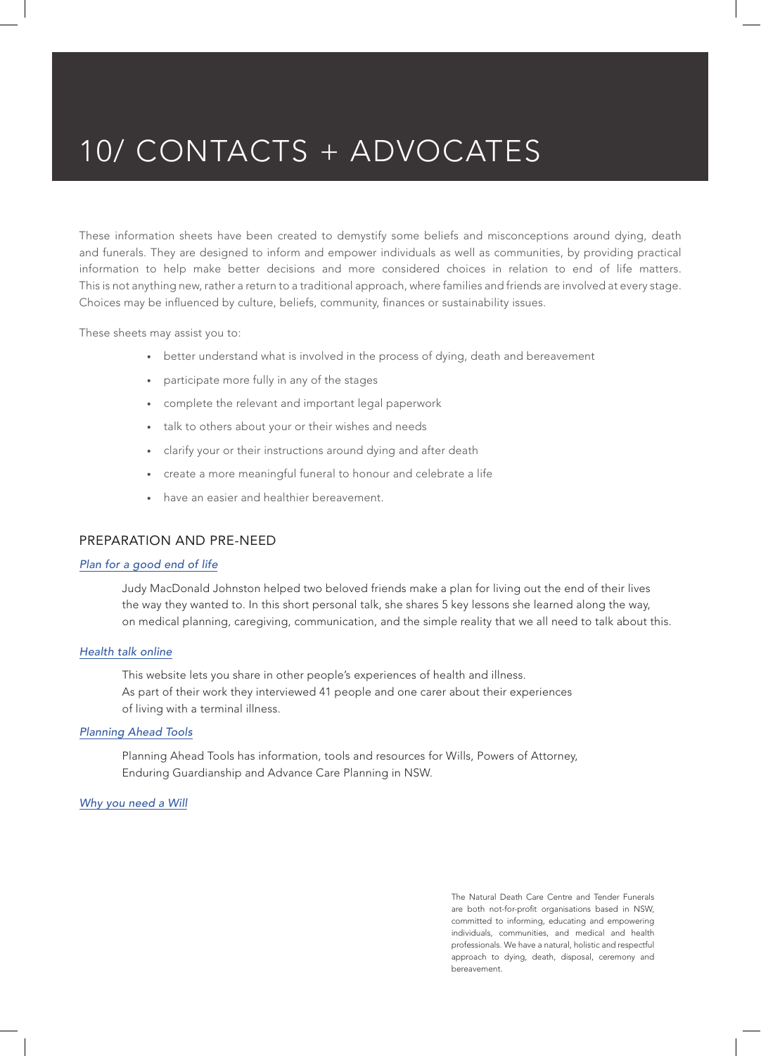# 10/ CONTACTS + ADVOCATES

These information sheets have been created to demystify some beliefs and misconceptions around dying, death and funerals. They are designed to inform and empower individuals as well as communities, by providing practical information to help make better decisions and more considered choices in relation to end of life matters. This is not anything new, rather a return to a traditional approach, where families and friends are involved at every stage. Choices may be influenced by culture, beliefs, community, finances or sustainability issues.

These sheets may assist you to:

- better understand what is involved in the process of dying, death and bereavement
- participate more fully in any of the stages
- complete the relevant and important legal paperwork
- talk to others about your or their wishes and needs
- clarify your or their instructions around dying and after death
- create a more meaningful funeral to honour and celebrate a life
- have an easier and healthier bereavement.

## PREPARATION AND PRE-NEED

*Plan for a good end of life*

Judy MacDonald Johnston helped two beloved friends make a plan for living out the end of their lives the way they wanted to. In this short personal talk, she shares 5 key lessons she learned along the way, on medical planning, caregiving, communication, and the simple reality that we all need to talk about this.

*Health talk online*

This website lets you share in other people's experiences of health and illness. As part of their work they interviewed 41 people and one carer about their experiences of living with a terminal illness.

*Planning Ahead Tools*

Planning Ahead Tools has information, tools and resources for Wills, Powers of Attorney, Enduring Guardianship and Advance Care Planning in NSW.

*Why you need a Will*

The Natural Death Care Centre and Tender Funerals are both not-for-profit organisations based in NSW, committed to informing, educating and empowering individuals, communities, and medical and health professionals. We have a natural, holistic and respectful approach to dying, death, disposal, ceremony and bereavement.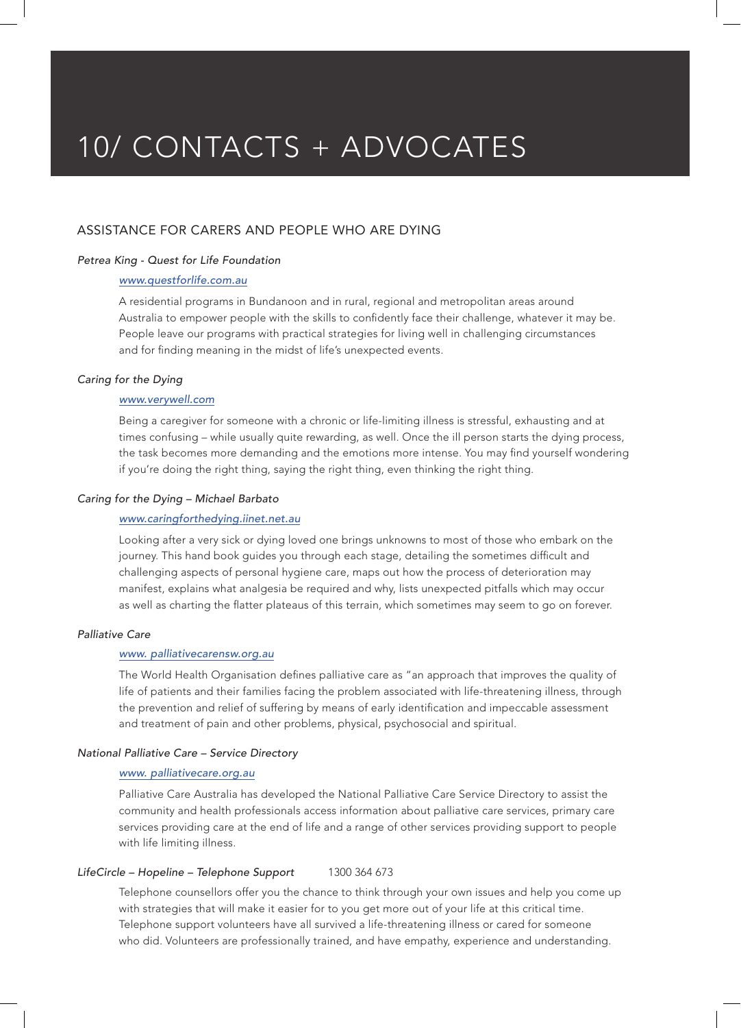# 10/ CONTACTS + ADVOCATES

## ASSISTANCE FOR CARERS AND PEOPLE WHO ARE DYING

*Petrea King - Quest for Life Foundation*

*www.questforlife.com.au*

A residential programs in Bundanoon and in rural, regional and metropolitan areas around Australia to empower people with the skills to confidently face their challenge, whatever it may be. People leave our programs with practical strategies for living well in challenging circumstances and for finding meaning in the midst of life's unexpected events.

*Caring for the Dying*

*www.verywell.com*

Being a caregiver for someone with a chronic or life-limiting illness is stressful, exhausting and at times confusing – while usually quite rewarding, as well. Once the ill person starts the dying process, the task becomes more demanding and the emotions more intense. You may find yourself wondering if you're doing the right thing, saying the right thing, even thinking the right thing.

*Caring for the Dying – Michael Barbato*

*www.caringforthedying.iinet.net.au*

Looking after a very sick or dying loved one brings unknowns to most of those who embark on the journey. This hand book guides you through each stage, detailing the sometimes difficult and challenging aspects of personal hygiene care, maps out how the process of deterioration may manifest, explains what analgesia be required and why, lists unexpected pitfalls which may occur as well as charting the flatter plateaus of this terrain, which sometimes may seem to go on forever.

*Palliative Care*

*www. palliativecarensw.org.au*

The World Health Organisation defines palliative care as "an approach that improves the quality of life of patients and their families facing the problem associated with life-threatening illness, through the prevention and relief of suffering by means of early identification and impeccable assessment and treatment of pain and other problems, physical, psychosocial and spiritual.

*National Palliative Care – Service Directory*

*www. palliativecare.org.au*

Palliative Care Australia has developed the National Palliative Care Service Directory to assist the community and health professionals access information about palliative care services, primary care services providing care at the end of life and a range of other services providing support to people with life limiting illness.

*LifeCircle – Hopeline – Telephone Support* 1300 364 673

Telephone counsellors offer you the chance to think through your own issues and help you come up with strategies that will make it easier for to you get more out of your life at this critical time. Telephone support volunteers have all survived a life-threatening illness or cared for someone who did. Volunteers are professionally trained, and have empathy, experience and understanding.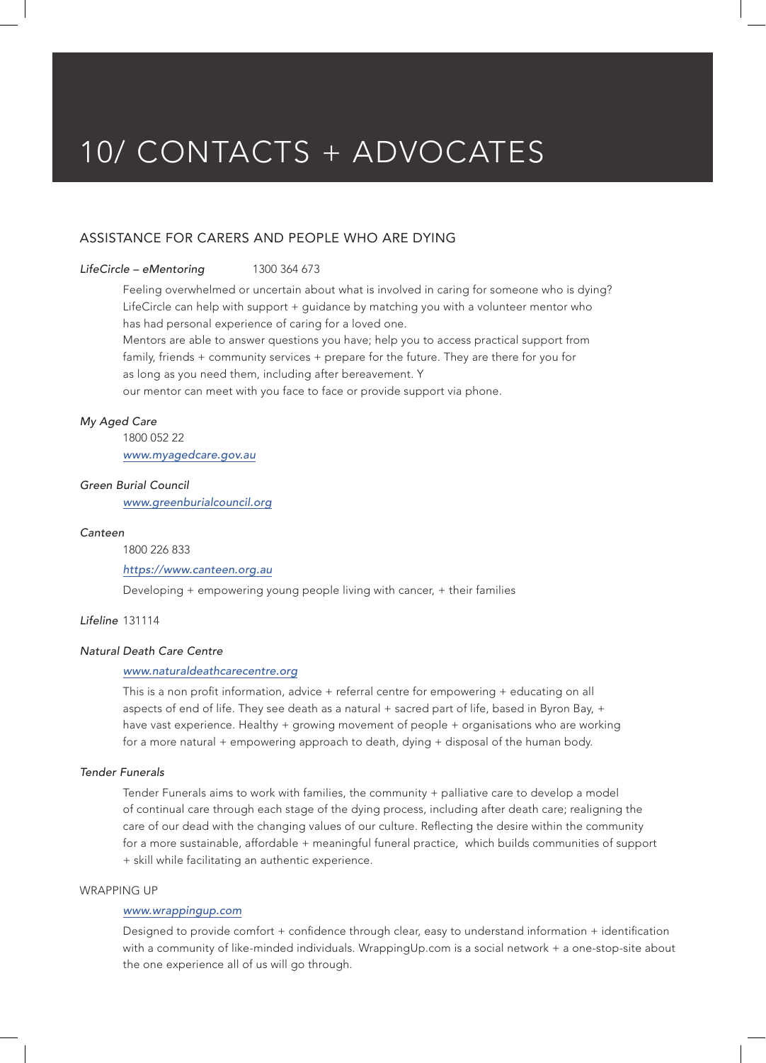# 10/ CONTACTS + ADVOCATES

## ASSISTANCE FOR CARERS AND PEOPLE WHO ARE DYING

*LifeCircle – eMentoring* 1300 364 673

Feeling overwhelmed or uncertain about what is involved in caring for someone who is dying? LifeCircle can help with support + guidance by matching you with a volunteer mentor who has had personal experience of caring for a loved one.
Mentors are able to answer questions you have; help you to access practical support from family, friends + community services + prepare for the future. They are there for you for as long as you need them, including after bereavement. Y
our mentor can meet with you face to face or provide support via phone.

*My Aged Care*

1800 052 22

www.myagedcare.gov.au

*Green Burial Council*

www.greenburialcouncil.org

*Canteen*

1800 226 833

https://www.canteen.org.au

Developing + empowering young people living with cancer, + their families

*Lifeline* 131114

*Natural Death Care Centre*

www.naturaldeathcarecentre.org

This is a non profit information, advice + referral centre for empowering + educating on all aspects of end of life. They see death as a natural + sacred part of life, based in Byron Bay, + have vast experience. Healthy + growing movement of people + organisations who are working for a more natural + empowering approach to death, dying + disposal of the human body.

*Tender Funerals*

Tender Funerals aims to work with families, the community + palliative care to develop a model of continual care through each stage of the dying process, including after death care; realigning the care of our dead with the changing values of our culture. Reflecting the desire within the community for a more sustainable, affordable + meaningful funeral practice, which builds communities of support + skill while facilitating an authentic experience.

WRAPPING UP

www.wrappingup.com

Designed to provide comfort + confidence through clear, easy to understand information + identification with a community of like-minded individuals. WrappingUp.com is a social network + a one-stop-site about the one experience all of us will go through.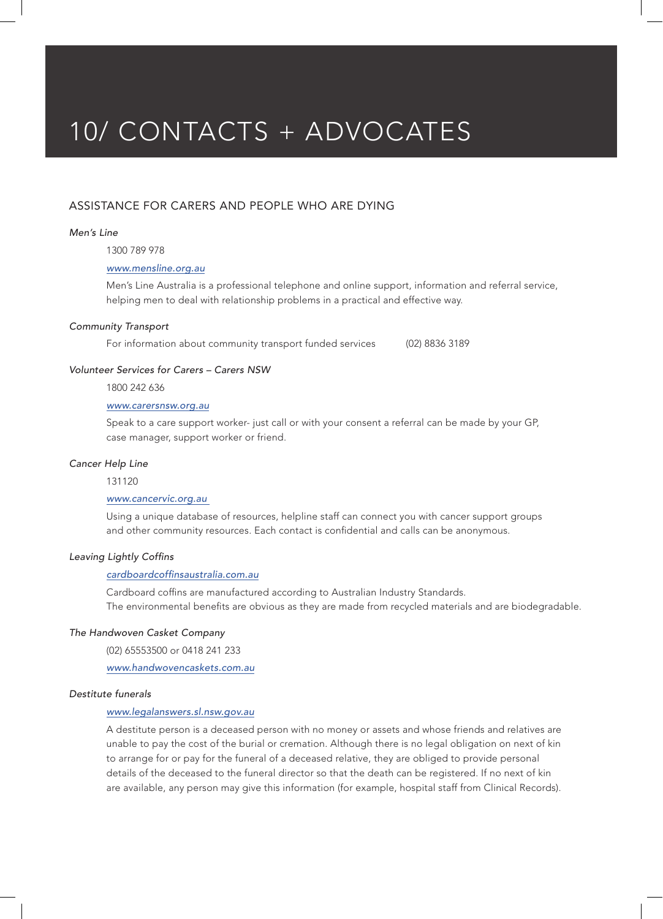# 10/ CONTACTS + ADVOCATES

## ASSISTANCE FOR CARERS AND PEOPLE WHO ARE DYING

*Men's Line*

1300 789 978

*www.mensline.org.au*

Men's Line Australia is a professional telephone and online support, information and referral service, helping men to deal with relationship problems in a practical and effective way.

*Community Transport*

For information about community transport funded services (02) 8836 3189

*Volunteer Services for Carers – Carers NSW*

1800 242 636

*www.carersnsw.org.au*

Speak to a care support worker- just call or with your consent a referral can be made by your GP, case manager, support worker or friend.

*Cancer Help Line*

131120

*www.cancervic.org.au*

Using a unique database of resources, helpline staff can connect you with cancer support groups and other community resources. Each contact is confidential and calls can be anonymous.

*Leaving Lightly Coffins*

*cardboardcoffinsaustralia.com.au*

Cardboard coffins are manufactured according to Australian Industry Standards.
The environmental benefits are obvious as they are made from recycled materials and are biodegradable.

*The Handwoven Casket Company*

(02) 65553500 or 0418 241 233

*www.handwovencaskets.com.au*

*Destitute funerals*

*www.legalanswers.sl.nsw.gov.au*

A destitute person is a deceased person with no money or assets and whose friends and relatives are unable to pay the cost of the burial or cremation. Although there is no legal obligation on next of kin to arrange for or pay for the funeral of a deceased relative, they are obliged to provide personal details of the deceased to the funeral director so that the death can be registered. If no next of kin are available, any person may give this information (for example, hospital staff from Clinical Records).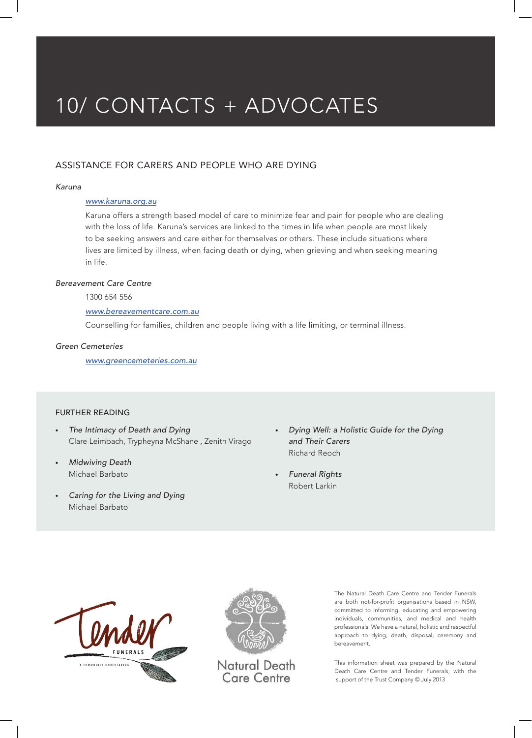# 10/ CONTACTS + ADVOCATES

## ASSISTANCE FOR CARERS AND PEOPLE WHO ARE DYING

*Karuna*

www.karuna.org.au

Karuna offers a strength based model of care to minimize fear and pain for people who are dealing with the loss of life. Karuna's services are linked to the times in life when people are most likely to be seeking answers and care either for themselves or others. These include situations where lives are limited by illness, when facing death or dying, when grieving and when seeking meaning in life.

*Bereavement Care Centre*

1300 654 556

www.bereavementcare.com.au

Counselling for families, children and people living with a life limiting, or terminal illness.

*Green Cemeteries*

www.greencemeteries.com.au

## FURTHER READING

- *The Intimacy of Death and Dying*
  Clare Leimbach, Trypheyna McShane , Zenith Virago
- *Midwiving Death*
  Michael Barbato
- *Caring for the Living and Dying*
  Michael Barbato
- *Dying Well: a Holistic Guide for the Dying and Their Carers*
  Richard Reoch
- *Funeral Rights*
  Robert Larkin

Tender FUNERALS
A COMMUNITY UNDERTAKING

Natural Death Care Centre

The Natural Death Care Centre and Tender Funerals are both not-for-profit organisations based in NSW, committed to informing, educating and empowering individuals, communities, and medical and health professionals. We have a natural, holistic and respectful approach to dying, death, disposal, ceremony and bereavement.

This information sheet was prepared by the Natural Death Care Centre and Tender Funerals, with the support of the Trust Company © July 2013